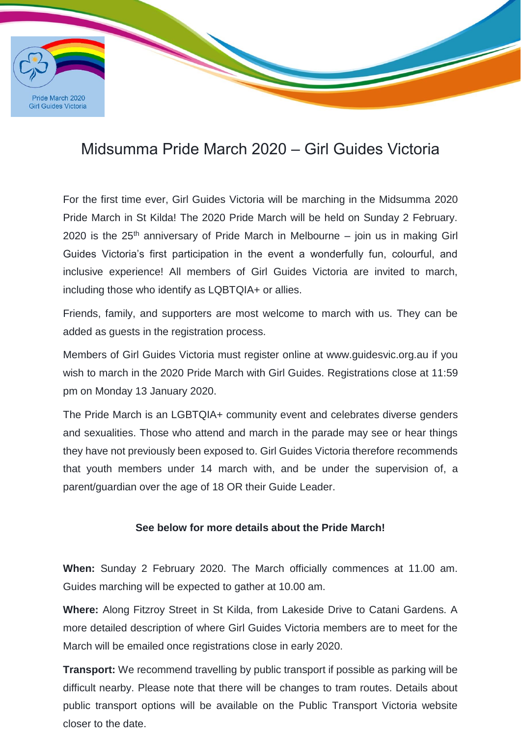Pride March 2020
Girl Guides Victoria

# Midsumma Pride March 2020 – Girl Guides Victoria

For the first time ever, Girl Guides Victoria will be marching in the Midsumma 2020 Pride March in St Kilda! The 2020 Pride March will be held on Sunday 2 February. 2020 is the 25th anniversary of Pride March in Melbourne – join us in making Girl Guides Victoria's first participation in the event a wonderfully fun, colourful, and inclusive experience! All members of Girl Guides Victoria are invited to march, including those who identify as LQBTQIA+ or allies.

Friends, family, and supporters are most welcome to march with us. They can be added as guests in the registration process.

Members of Girl Guides Victoria must register online at www.guidesvic.org.au if you wish to march in the 2020 Pride March with Girl Guides. Registrations close at 11:59 pm on Monday 13 January 2020.

The Pride March is an LGBTQIA+ community event and celebrates diverse genders and sexualities. Those who attend and march in the parade may see or hear things they have not previously been exposed to. Girl Guides Victoria therefore recommends that youth members under 14 march with, and be under the supervision of, a parent/guardian over the age of 18 OR their Guide Leader.

**See below for more details about the Pride March!**

**When:** Sunday 2 February 2020. The March officially commences at 11.00 am. Guides marching will be expected to gather at 10.00 am.

**Where:** Along Fitzroy Street in St Kilda, from Lakeside Drive to Catani Gardens. A more detailed description of where Girl Guides Victoria members are to meet for the March will be emailed once registrations close in early 2020.

**Transport:** We recommend travelling by public transport if possible as parking will be difficult nearby. Please note that there will be changes to tram routes. Details about public transport options will be available on the Public Transport Victoria website closer to the date.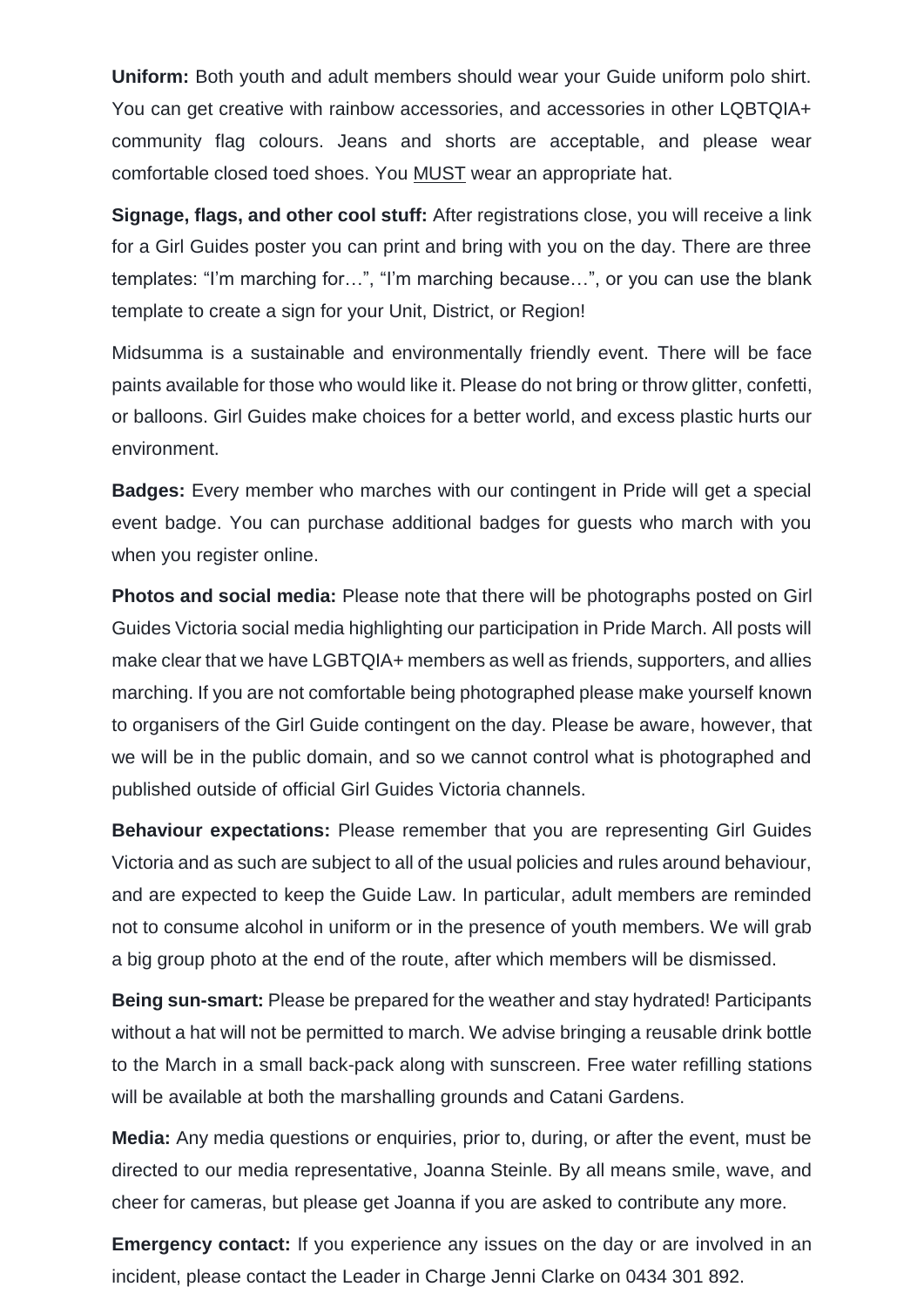**Uniform:** Both youth and adult members should wear your Guide uniform polo shirt. You can get creative with rainbow accessories, and accessories in other LQBTQIA+ community flag colours. Jeans and shorts are acceptable, and please wear comfortable closed toed shoes. You MUST wear an appropriate hat.

**Signage, flags, and other cool stuff:** After registrations close, you will receive a link for a Girl Guides poster you can print and bring with you on the day. There are three templates: "I'm marching for…", "I'm marching because…", or you can use the blank template to create a sign for your Unit, District, or Region!

Midsumma is a sustainable and environmentally friendly event. There will be face paints available for those who would like it. Please do not bring or throw glitter, confetti, or balloons. Girl Guides make choices for a better world, and excess plastic hurts our environment.

**Badges:** Every member who marches with our contingent in Pride will get a special event badge. You can purchase additional badges for guests who march with you when you register online.

**Photos and social media:** Please note that there will be photographs posted on Girl Guides Victoria social media highlighting our participation in Pride March. All posts will make clear that we have LGBTQIA+ members as well as friends, supporters, and allies marching. If you are not comfortable being photographed please make yourself known to organisers of the Girl Guide contingent on the day. Please be aware, however, that we will be in the public domain, and so we cannot control what is photographed and published outside of official Girl Guides Victoria channels.

**Behaviour expectations:** Please remember that you are representing Girl Guides Victoria and as such are subject to all of the usual policies and rules around behaviour, and are expected to keep the Guide Law. In particular, adult members are reminded not to consume alcohol in uniform or in the presence of youth members. We will grab a big group photo at the end of the route, after which members will be dismissed.

**Being sun-smart:** Please be prepared for the weather and stay hydrated! Participants without a hat will not be permitted to march. We advise bringing a reusable drink bottle to the March in a small back-pack along with sunscreen. Free water refilling stations will be available at both the marshalling grounds and Catani Gardens.

**Media:** Any media questions or enquiries, prior to, during, or after the event, must be directed to our media representative, Joanna Steinle. By all means smile, wave, and cheer for cameras, but please get Joanna if you are asked to contribute any more.

**Emergency contact:** If you experience any issues on the day or are involved in an incident, please contact the Leader in Charge Jenni Clarke on 0434 301 892.